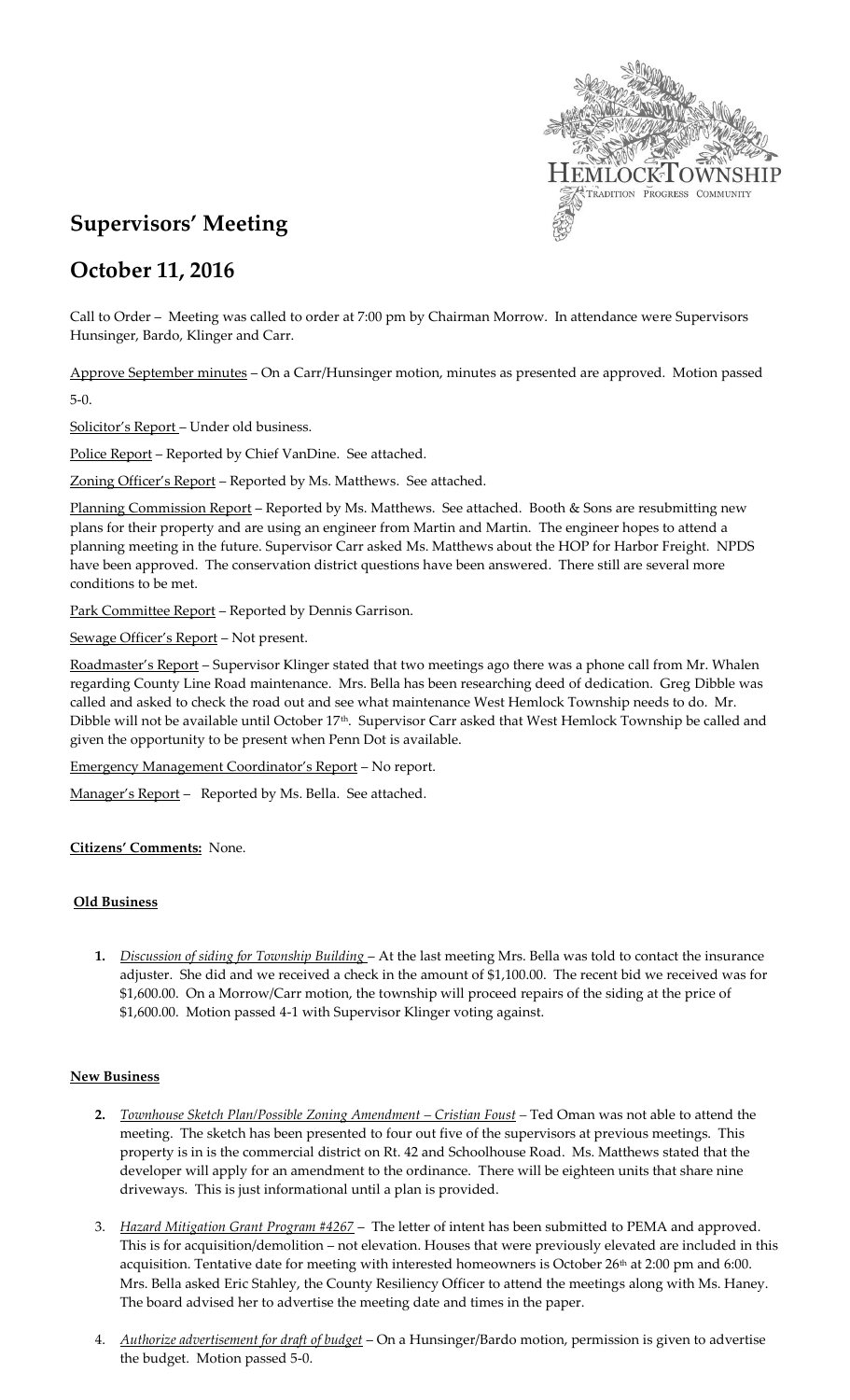# Supervisors' Meeting

# October 11, 2016

Call to Order – Meeting was called to order at 7:00 pm by Chairman Morrow. In attendance were Supervisors Hunsinger, Bardo, Klinger and Carr.

Approve September minutes – On a Carr/Hunsinger motion, minutes as presented are approved. Motion passed 5-0.

Solicitor's Report – Under old business.

Police Report – Reported by Chief VanDine. See attached.

Zoning Officer's Report – Reported by Ms. Matthews. See attached.

Planning Commission Report – Reported by Ms. Matthews. See attached. Booth & Sons are resubmitting new plans for their property and are using an engineer from Martin and Martin. The engineer hopes to attend a planning meeting in the future. Supervisor Carr asked Ms. Matthews about the HOP for Harbor Freight. NPDS have been approved. The conservation district questions have been answered. There still are several more conditions to be met.

Park Committee Report – Reported by Dennis Garrison.

Sewage Officer's Report – Not present.

Roadmaster's Report – Supervisor Klinger stated that two meetings ago there was a phone call from Mr. Whalen regarding County Line Road maintenance. Mrs. Bella has been researching deed of dedication. Greg Dibble was called and asked to check the road out and see what maintenance West Hemlock Township needs to do. Mr. Dibble will not be available until October 17th. Supervisor Carr asked that West Hemlock Township be called and given the opportunity to be present when Penn Dot is available.

Emergency Management Coordinator's Report – No report.

Manager's Report – Reported by Ms. Bella. See attached.

**Citizens' Comments:** None.

**Old Business**

1. *Discussion of siding for Township Building* – At the last meeting Mrs. Bella was told to contact the insurance adjuster. She did and we received a check in the amount of $1,100.00. The recent bid we received was for $1,600.00. On a Morrow/Carr motion, the township will proceed repairs of the siding at the price of $1,600.00. Motion passed 4-1 with Supervisor Klinger voting against.

**New Business**

2. *Townhouse Sketch Plan/Possible Zoning Amendment – Cristian Foust* – Ted Oman was not able to attend the meeting. The sketch has been presented to four out five of the supervisors at previous meetings. This property is in is the commercial district on Rt. 42 and Schoolhouse Road. Ms. Matthews stated that the developer will apply for an amendment to the ordinance. There will be eighteen units that share nine driveways. This is just informational until a plan is provided.

3. *Hazard Mitigation Grant Program #4267* – The letter of intent has been submitted to PEMA and approved. This is for acquisition/demolition – not elevation. Houses that were previously elevated are included in this acquisition. Tentative date for meeting with interested homeowners is October 26th at 2:00 pm and 6:00. Mrs. Bella asked Eric Stahley, the County Resiliency Officer to attend the meetings along with Ms. Haney. The board advised her to advertise the meeting date and times in the paper.

4. *Authorize advertisement for draft of budget* – On a Hunsinger/Bardo motion, permission is given to advertise the budget. Motion passed 5-0.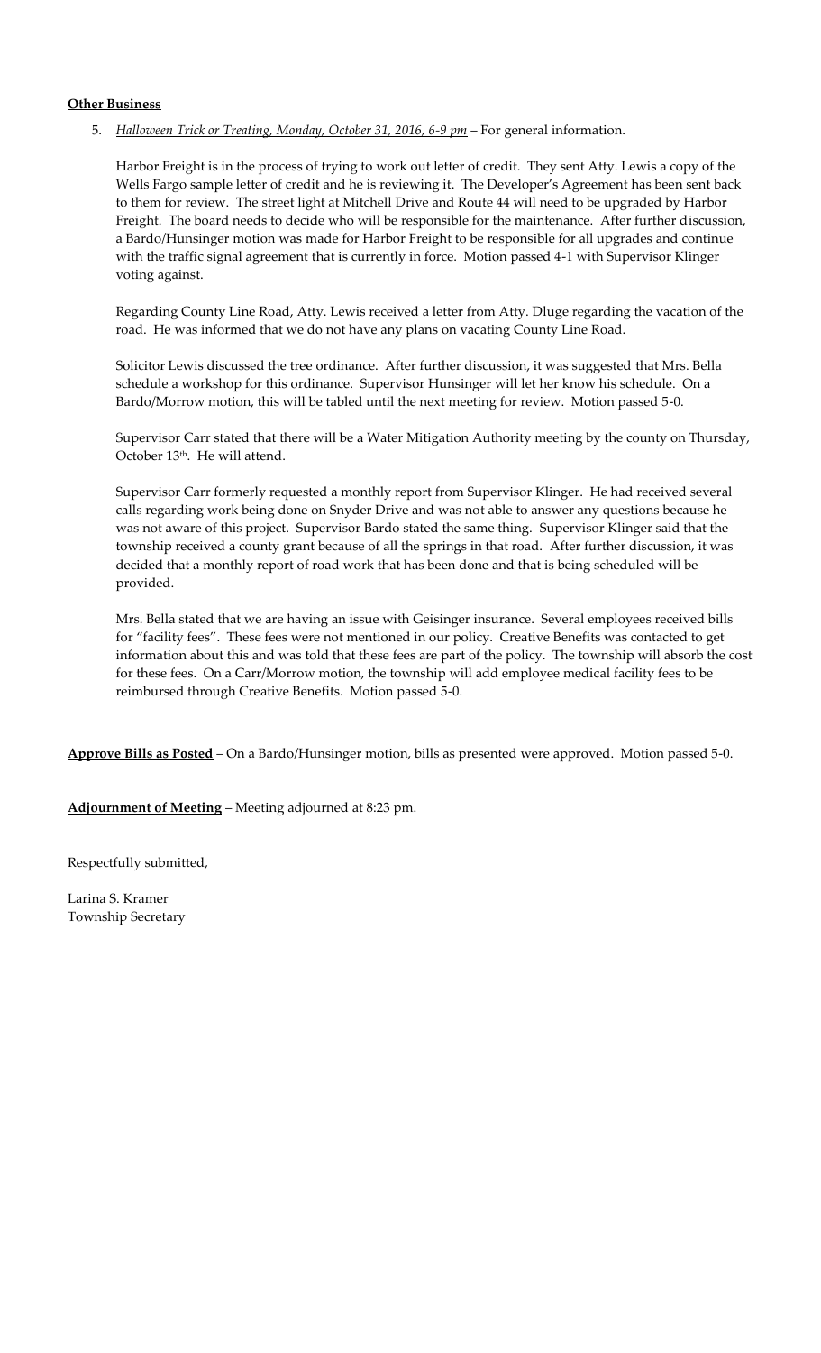**Other Business**

5. *Halloween Trick or Treating, Monday, October 31, 2016, 6-9 pm* – For general information.

   Harbor Freight is in the process of trying to work out letter of credit. They sent Atty. Lewis a copy of the Wells Fargo sample letter of credit and he is reviewing it. The Developer's Agreement has been sent back to them for review. The street light at Mitchell Drive and Route 44 will need to be upgraded by Harbor Freight. The board needs to decide who will be responsible for the maintenance. After further discussion, a Bardo/Hunsinger motion was made for Harbor Freight to be responsible for all upgrades and continue with the traffic signal agreement that is currently in force. Motion passed 4-1 with Supervisor Klinger voting against.

   Regarding County Line Road, Atty. Lewis received a letter from Atty. Dluge regarding the vacation of the road. He was informed that we do not have any plans on vacating County Line Road.

   Solicitor Lewis discussed the tree ordinance. After further discussion, it was suggested that Mrs. Bella schedule a workshop for this ordinance. Supervisor Hunsinger will let her know his schedule. On a Bardo/Morrow motion, this will be tabled until the next meeting for review. Motion passed 5-0.

   Supervisor Carr stated that there will be a Water Mitigation Authority meeting by the county on Thursday, October 13th. He will attend.

   Supervisor Carr formerly requested a monthly report from Supervisor Klinger. He had received several calls regarding work being done on Snyder Drive and was not able to answer any questions because he was not aware of this project. Supervisor Bardo stated the same thing. Supervisor Klinger said that the township received a county grant because of all the springs in that road. After further discussion, it was decided that a monthly report of road work that has been done and that is being scheduled will be provided.

   Mrs. Bella stated that we are having an issue with Geisinger insurance. Several employees received bills for "facility fees". These fees were not mentioned in our policy. Creative Benefits was contacted to get information about this and was told that these fees are part of the policy. The township will absorb the cost for these fees. On a Carr/Morrow motion, the township will add employee medical facility fees to be reimbursed through Creative Benefits. Motion passed 5-0.

**Approve Bills as Posted** – On a Bardo/Hunsinger motion, bills as presented were approved. Motion passed 5-0.

**Adjournment of Meeting** – Meeting adjourned at 8:23 pm.

Respectfully submitted,

Larina S. Kramer
Township Secretary